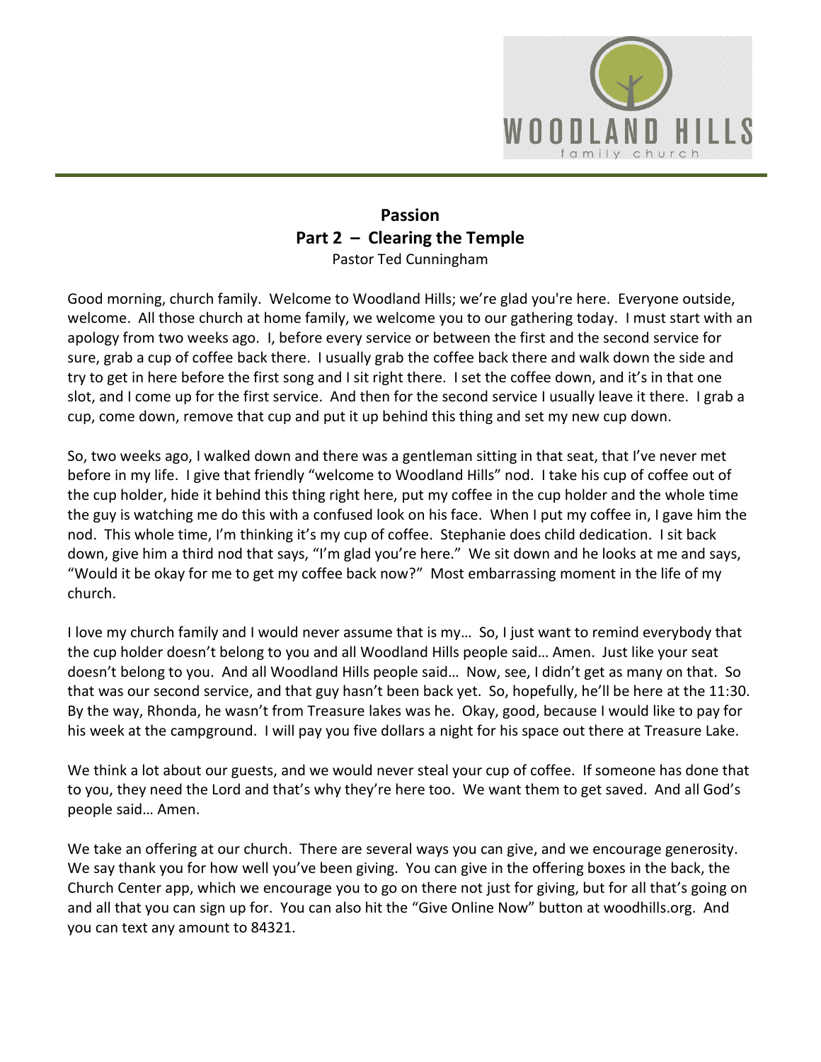# Passion
## Part 2 – Clearing the Temple

Pastor Ted Cunningham

Good morning, church family. Welcome to Woodland Hills; we're glad you're here. Everyone outside, welcome. All those church at home family, we welcome you to our gathering today. I must start with an apology from two weeks ago. I, before every service or between the first and the second service for sure, grab a cup of coffee back there. I usually grab the coffee back there and walk down the side and try to get in here before the first song and I sit right there. I set the coffee down, and it's in that one slot, and I come up for the first service. And then for the second service I usually leave it there. I grab a cup, come down, remove that cup and put it up behind this thing and set my new cup down.

So, two weeks ago, I walked down and there was a gentleman sitting in that seat, that I've never met before in my life. I give that friendly "welcome to Woodland Hills" nod. I take his cup of coffee out of the cup holder, hide it behind this thing right here, put my coffee in the cup holder and the whole time the guy is watching me do this with a confused look on his face. When I put my coffee in, I gave him the nod. This whole time, I'm thinking it's my cup of coffee. Stephanie does child dedication. I sit back down, give him a third nod that says, "I'm glad you're here." We sit down and he looks at me and says, "Would it be okay for me to get my coffee back now?" Most embarrassing moment in the life of my church.

I love my church family and I would never assume that is my… So, I just want to remind everybody that the cup holder doesn't belong to you and all Woodland Hills people said… Amen. Just like your seat doesn't belong to you. And all Woodland Hills people said… Now, see, I didn't get as many on that. So that was our second service, and that guy hasn't been back yet. So, hopefully, he'll be here at the 11:30. By the way, Rhonda, he wasn't from Treasure lakes was he. Okay, good, because I would like to pay for his week at the campground. I will pay you five dollars a night for his space out there at Treasure Lake.

We think a lot about our guests, and we would never steal your cup of coffee. If someone has done that to you, they need the Lord and that's why they're here too. We want them to get saved. And all God's people said… Amen.

We take an offering at our church. There are several ways you can give, and we encourage generosity. We say thank you for how well you've been giving. You can give in the offering boxes in the back, the Church Center app, which we encourage you to go on there not just for giving, but for all that's going on and all that you can sign up for. You can also hit the "Give Online Now" button at woodhills.org. And you can text any amount to 84321.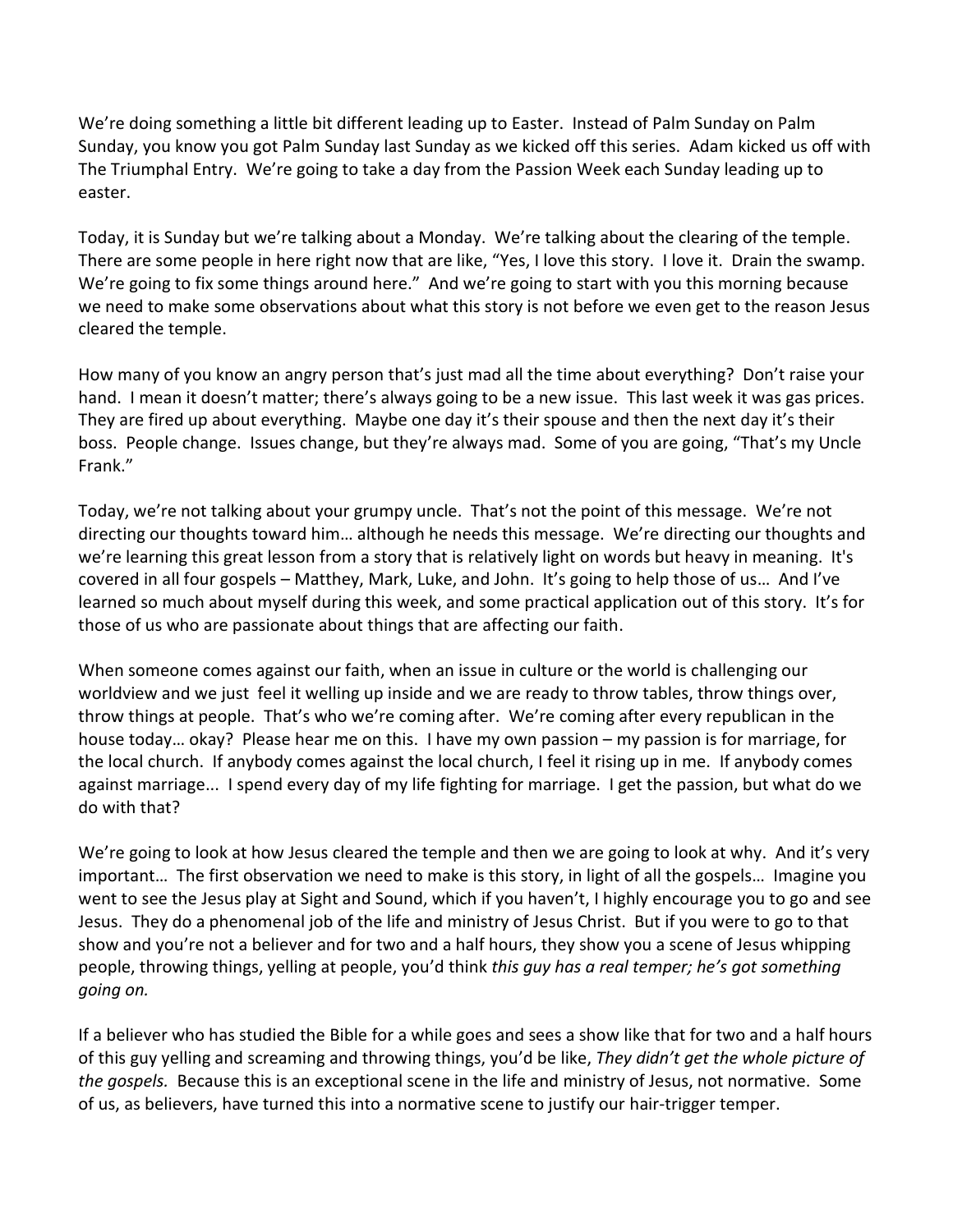We're doing something a little bit different leading up to Easter. Instead of Palm Sunday on Palm Sunday, you know you got Palm Sunday last Sunday as we kicked off this series. Adam kicked us off with The Triumphal Entry. We're going to take a day from the Passion Week each Sunday leading up to easter.

Today, it is Sunday but we're talking about a Monday. We're talking about the clearing of the temple. There are some people in here right now that are like, "Yes, I love this story. I love it. Drain the swamp. We're going to fix some things around here." And we're going to start with you this morning because we need to make some observations about what this story is not before we even get to the reason Jesus cleared the temple.

How many of you know an angry person that's just mad all the time about everything? Don't raise your hand. I mean it doesn't matter; there's always going to be a new issue. This last week it was gas prices. They are fired up about everything. Maybe one day it's their spouse and then the next day it's their boss. People change. Issues change, but they're always mad. Some of you are going, "That's my Uncle Frank."

Today, we're not talking about your grumpy uncle. That's not the point of this message. We're not directing our thoughts toward him… although he needs this message. We're directing our thoughts and we're learning this great lesson from a story that is relatively light on words but heavy in meaning. It's covered in all four gospels – Matthey, Mark, Luke, and John. It's going to help those of us… And I've learned so much about myself during this week, and some practical application out of this story. It's for those of us who are passionate about things that are affecting our faith.

When someone comes against our faith, when an issue in culture or the world is challenging our worldview and we just feel it welling up inside and we are ready to throw tables, throw things over, throw things at people. That's who we're coming after. We're coming after every republican in the house today… okay? Please hear me on this. I have my own passion – my passion is for marriage, for the local church. If anybody comes against the local church, I feel it rising up in me. If anybody comes against marriage... I spend every day of my life fighting for marriage. I get the passion, but what do we do with that?

We're going to look at how Jesus cleared the temple and then we are going to look at why. And it's very important… The first observation we need to make is this story, in light of all the gospels… Imagine you went to see the Jesus play at Sight and Sound, which if you haven't, I highly encourage you to go and see Jesus. They do a phenomenal job of the life and ministry of Jesus Christ. But if you were to go to that show and you're not a believer and for two and a half hours, they show you a scene of Jesus whipping people, throwing things, yelling at people, you'd think *this guy has a real temper; he's got something going on.*

If a believer who has studied the Bible for a while goes and sees a show like that for two and a half hours of this guy yelling and screaming and throwing things, you'd be like, *They didn't get the whole picture of the gospels.* Because this is an exceptional scene in the life and ministry of Jesus, not normative. Some of us, as believers, have turned this into a normative scene to justify our hair-trigger temper.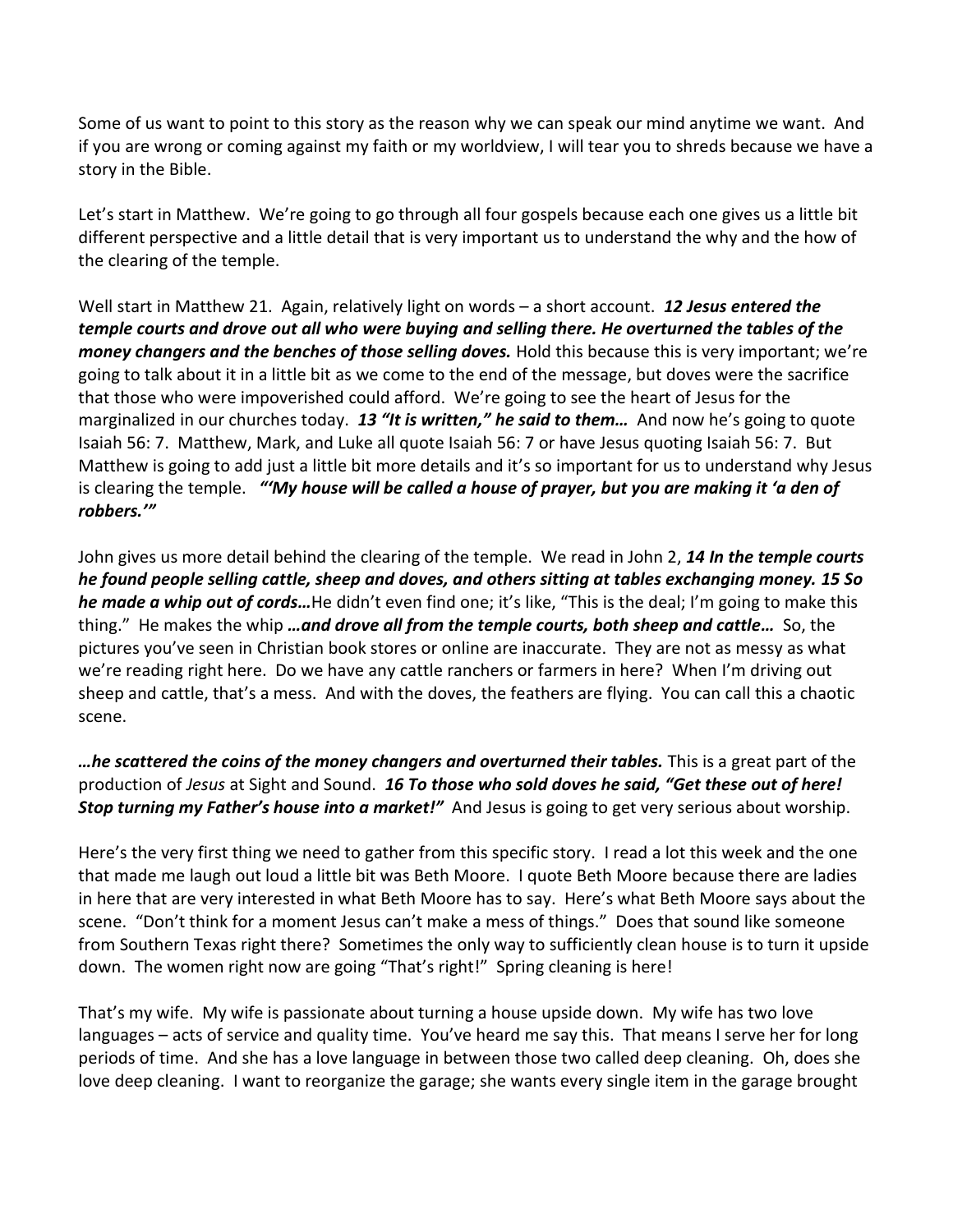Some of us want to point to this story as the reason why we can speak our mind anytime we want. And if you are wrong or coming against my faith or my worldview, I will tear you to shreds because we have a story in the Bible.

Let's start in Matthew. We're going to go through all four gospels because each one gives us a little bit different perspective and a little detail that is very important us to understand the why and the how of the clearing of the temple.

Well start in Matthew 21. Again, relatively light on words – a short account. ***12 Jesus entered the temple courts and drove out all who were buying and selling there. He overturned the tables of the money changers and the benches of those selling doves.*** Hold this because this is very important; we're going to talk about it in a little bit as we come to the end of the message, but doves were the sacrifice that those who were impoverished could afford. We're going to see the heart of Jesus for the marginalized in our churches today. ***13 "It is written," he said to them…*** And now he's going to quote Isaiah 56: 7. Matthew, Mark, and Luke all quote Isaiah 56: 7 or have Jesus quoting Isaiah 56: 7. But Matthew is going to add just a little bit more details and it's so important for us to understand why Jesus is clearing the temple. ***"'My house will be called a house of prayer, but you are making it 'a den of robbers.'"***

John gives us more detail behind the clearing of the temple. We read in John 2, ***14 In the temple courts he found people selling cattle, sheep and doves, and others sitting at tables exchanging money. 15 So he made a whip out of cords…***He didn't even find one; it's like, "This is the deal; I'm going to make this thing." He makes the whip ***…and drove all from the temple courts, both sheep and cattle…*** So, the pictures you've seen in Christian book stores or online are inaccurate. They are not as messy as what we're reading right here. Do we have any cattle ranchers or farmers in here? When I'm driving out sheep and cattle, that's a mess. And with the doves, the feathers are flying. You can call this a chaotic scene.

***…he scattered the coins of the money changers and overturned their tables.*** This is a great part of the production of *Jesus* at Sight and Sound. ***16 To those who sold doves he said, "Get these out of here! Stop turning my Father's house into a market!"*** And Jesus is going to get very serious about worship.

Here's the very first thing we need to gather from this specific story. I read a lot this week and the one that made me laugh out loud a little bit was Beth Moore. I quote Beth Moore because there are ladies in here that are very interested in what Beth Moore has to say. Here's what Beth Moore says about the scene. "Don't think for a moment Jesus can't make a mess of things." Does that sound like someone from Southern Texas right there? Sometimes the only way to sufficiently clean house is to turn it upside down. The women right now are going "That's right!" Spring cleaning is here!

That's my wife. My wife is passionate about turning a house upside down. My wife has two love languages – acts of service and quality time. You've heard me say this. That means I serve her for long periods of time. And she has a love language in between those two called deep cleaning. Oh, does she love deep cleaning. I want to reorganize the garage; she wants every single item in the garage brought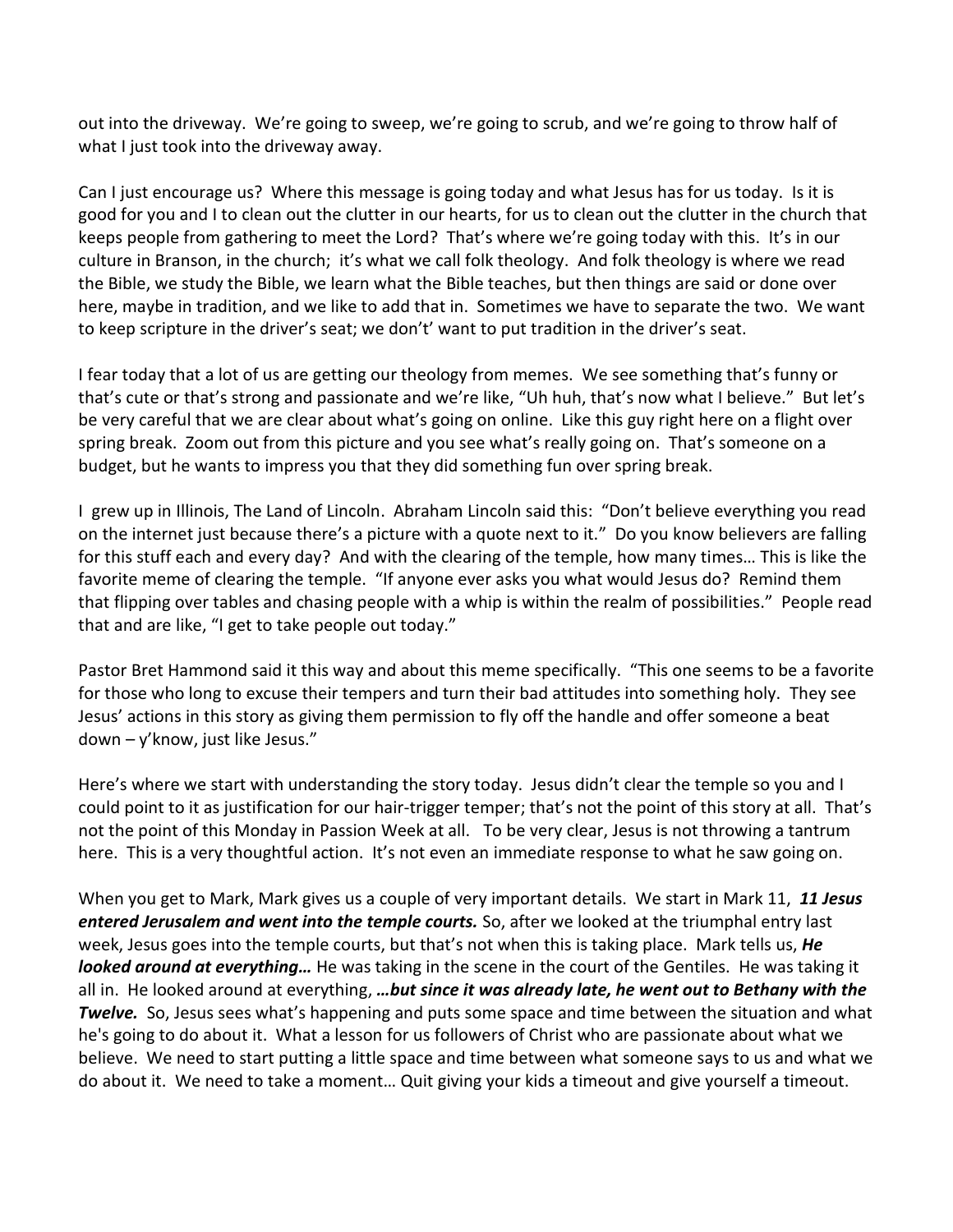out into the driveway. We're going to sweep, we're going to scrub, and we're going to throw half of what I just took into the driveway away.

Can I just encourage us? Where this message is going today and what Jesus has for us today. Is it is good for you and I to clean out the clutter in our hearts, for us to clean out the clutter in the church that keeps people from gathering to meet the Lord? That's where we're going today with this. It's in our culture in Branson, in the church; it's what we call folk theology. And folk theology is where we read the Bible, we study the Bible, we learn what the Bible teaches, but then things are said or done over here, maybe in tradition, and we like to add that in. Sometimes we have to separate the two. We want to keep scripture in the driver's seat; we don't' want to put tradition in the driver's seat.

I fear today that a lot of us are getting our theology from memes. We see something that's funny or that's cute or that's strong and passionate and we're like, "Uh huh, that's now what I believe." But let's be very careful that we are clear about what's going on online. Like this guy right here on a flight over spring break. Zoom out from this picture and you see what's really going on. That's someone on a budget, but he wants to impress you that they did something fun over spring break.

I grew up in Illinois, The Land of Lincoln. Abraham Lincoln said this: "Don't believe everything you read on the internet just because there's a picture with a quote next to it." Do you know believers are falling for this stuff each and every day? And with the clearing of the temple, how many times… This is like the favorite meme of clearing the temple. "If anyone ever asks you what would Jesus do? Remind them that flipping over tables and chasing people with a whip is within the realm of possibilities." People read that and are like, "I get to take people out today."

Pastor Bret Hammond said it this way and about this meme specifically. "This one seems to be a favorite for those who long to excuse their tempers and turn their bad attitudes into something holy. They see Jesus' actions in this story as giving them permission to fly off the handle and offer someone a beat down – y'know, just like Jesus."

Here's where we start with understanding the story today. Jesus didn't clear the temple so you and I could point to it as justification for our hair-trigger temper; that's not the point of this story at all. That's not the point of this Monday in Passion Week at all. To be very clear, Jesus is not throwing a tantrum here. This is a very thoughtful action. It's not even an immediate response to what he saw going on.

When you get to Mark, Mark gives us a couple of very important details. We start in Mark 11, ***11 Jesus entered Jerusalem and went into the temple courts.*** So, after we looked at the triumphal entry last week, Jesus goes into the temple courts, but that's not when this is taking place. Mark tells us, ***He looked around at everything…*** He was taking in the scene in the court of the Gentiles. He was taking it all in. He looked around at everything, ***…but since it was already late, he went out to Bethany with the Twelve.*** So, Jesus sees what's happening and puts some space and time between the situation and what he's going to do about it. What a lesson for us followers of Christ who are passionate about what we believe. We need to start putting a little space and time between what someone says to us and what we do about it. We need to take a moment… Quit giving your kids a timeout and give yourself a timeout.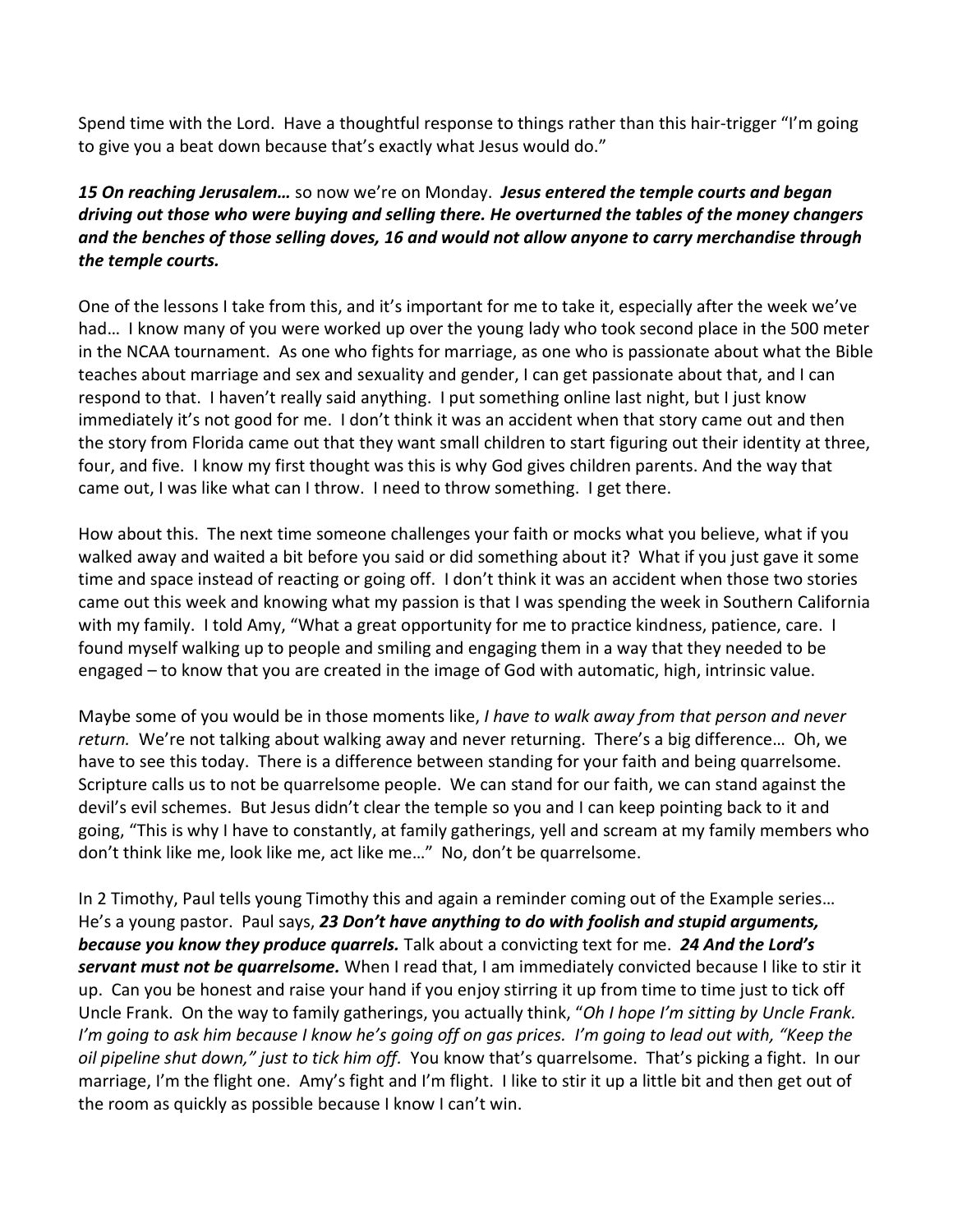Spend time with the Lord. Have a thoughtful response to things rather than this hair-trigger "I'm going to give you a beat down because that's exactly what Jesus would do."

***15 On reaching Jerusalem…*** so now we're on Monday. ***Jesus entered the temple courts and began driving out those who were buying and selling there. He overturned the tables of the money changers and the benches of those selling doves, 16 and would not allow anyone to carry merchandise through the temple courts.***

One of the lessons I take from this, and it's important for me to take it, especially after the week we've had… I know many of you were worked up over the young lady who took second place in the 500 meter in the NCAA tournament. As one who fights for marriage, as one who is passionate about what the Bible teaches about marriage and sex and sexuality and gender, I can get passionate about that, and I can respond to that. I haven't really said anything. I put something online last night, but I just know immediately it's not good for me. I don't think it was an accident when that story came out and then the story from Florida came out that they want small children to start figuring out their identity at three, four, and five. I know my first thought was this is why God gives children parents. And the way that came out, I was like what can I throw. I need to throw something. I get there.

How about this. The next time someone challenges your faith or mocks what you believe, what if you walked away and waited a bit before you said or did something about it? What if you just gave it some time and space instead of reacting or going off. I don't think it was an accident when those two stories came out this week and knowing what my passion is that I was spending the week in Southern California with my family. I told Amy, "What a great opportunity for me to practice kindness, patience, care. I found myself walking up to people and smiling and engaging them in a way that they needed to be engaged – to know that you are created in the image of God with automatic, high, intrinsic value.

Maybe some of you would be in those moments like, *I have to walk away from that person and never return.* We're not talking about walking away and never returning. There's a big difference… Oh, we have to see this today. There is a difference between standing for your faith and being quarrelsome. Scripture calls us to not be quarrelsome people. We can stand for our faith, we can stand against the devil's evil schemes. But Jesus didn't clear the temple so you and I can keep pointing back to it and going, "This is why I have to constantly, at family gatherings, yell and scream at my family members who don't think like me, look like me, act like me…" No, don't be quarrelsome.

In 2 Timothy, Paul tells young Timothy this and again a reminder coming out of the Example series… He's a young pastor. Paul says, ***23 Don't have anything to do with foolish and stupid arguments, because you know they produce quarrels.*** Talk about a convicting text for me. ***24 And the Lord's servant must not be quarrelsome.*** When I read that, I am immediately convicted because I like to stir it up. Can you be honest and raise your hand if you enjoy stirring it up from time to time just to tick off Uncle Frank. On the way to family gatherings, you actually think, "*Oh I hope I'm sitting by Uncle Frank. I'm going to ask him because I know he's going off on gas prices. I'm going to lead out with, "Keep the oil pipeline shut down," just to tick him off.* You know that's quarrelsome. That's picking a fight. In our marriage, I'm the flight one. Amy's fight and I'm flight. I like to stir it up a little bit and then get out of the room as quickly as possible because I know I can't win.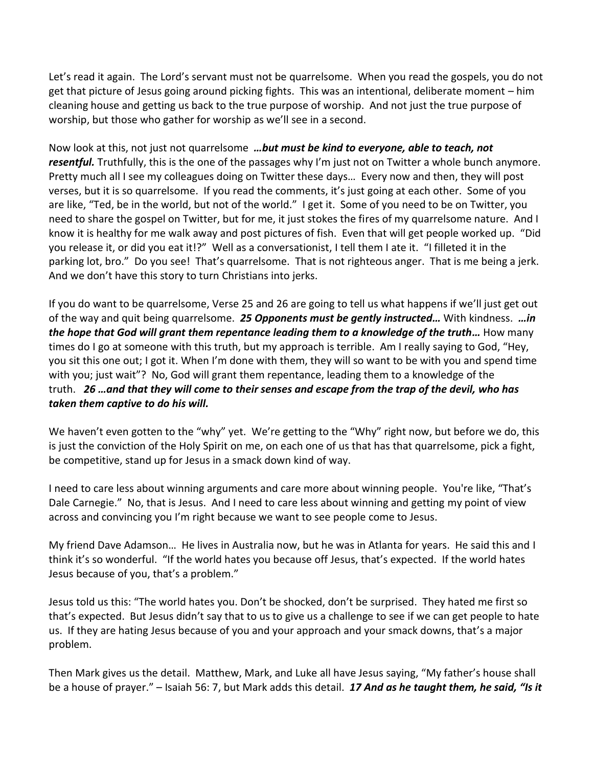Let's read it again. The Lord's servant must not be quarrelsome. When you read the gospels, you do not get that picture of Jesus going around picking fights. This was an intentional, deliberate moment – him cleaning house and getting us back to the true purpose of worship. And not just the true purpose of worship, but those who gather for worship as we'll see in a second.

Now look at this, not just not quarrelsome ***…but must be kind to everyone, able to teach, not resentful.*** Truthfully, this is the one of the passages why I'm just not on Twitter a whole bunch anymore. Pretty much all I see my colleagues doing on Twitter these days… Every now and then, they will post verses, but it is so quarrelsome. If you read the comments, it's just going at each other. Some of you are like, "Ted, be in the world, but not of the world." I get it. Some of you need to be on Twitter, you need to share the gospel on Twitter, but for me, it just stokes the fires of my quarrelsome nature. And I know it is healthy for me walk away and post pictures of fish. Even that will get people worked up. "Did you release it, or did you eat it!?" Well as a conversationist, I tell them I ate it. "I filleted it in the parking lot, bro." Do you see! That's quarrelsome. That is not righteous anger. That is me being a jerk. And we don't have this story to turn Christians into jerks.

If you do want to be quarrelsome, Verse 25 and 26 are going to tell us what happens if we'll just get out of the way and quit being quarrelsome. ***25 Opponents must be gently instructed…*** With kindness. ***…in the hope that God will grant them repentance leading them to a knowledge of the truth…*** How many times do I go at someone with this truth, but my approach is terrible. Am I really saying to God, "Hey, you sit this one out; I got it. When I'm done with them, they will so want to be with you and spend time with you; just wait"? No, God will grant them repentance, leading them to a knowledge of the truth. ***26 …and that they will come to their senses and escape from the trap of the devil, who has taken them captive to do his will.***

We haven't even gotten to the "why" yet. We're getting to the "Why" right now, but before we do, this is just the conviction of the Holy Spirit on me, on each one of us that has that quarrelsome, pick a fight, be competitive, stand up for Jesus in a smack down kind of way.

I need to care less about winning arguments and care more about winning people. You're like, "That's Dale Carnegie." No, that is Jesus. And I need to care less about winning and getting my point of view across and convincing you I'm right because we want to see people come to Jesus.

My friend Dave Adamson… He lives in Australia now, but he was in Atlanta for years. He said this and I think it's so wonderful. "If the world hates you because off Jesus, that's expected. If the world hates Jesus because of you, that's a problem."

Jesus told us this: "The world hates you. Don't be shocked, don't be surprised. They hated me first so that's expected. But Jesus didn't say that to us to give us a challenge to see if we can get people to hate us. If they are hating Jesus because of you and your approach and your smack downs, that's a major problem.

Then Mark gives us the detail. Matthew, Mark, and Luke all have Jesus saying, "My father's house shall be a house of prayer." – Isaiah 56: 7, but Mark adds this detail. ***17 And as he taught them, he said, "Is it***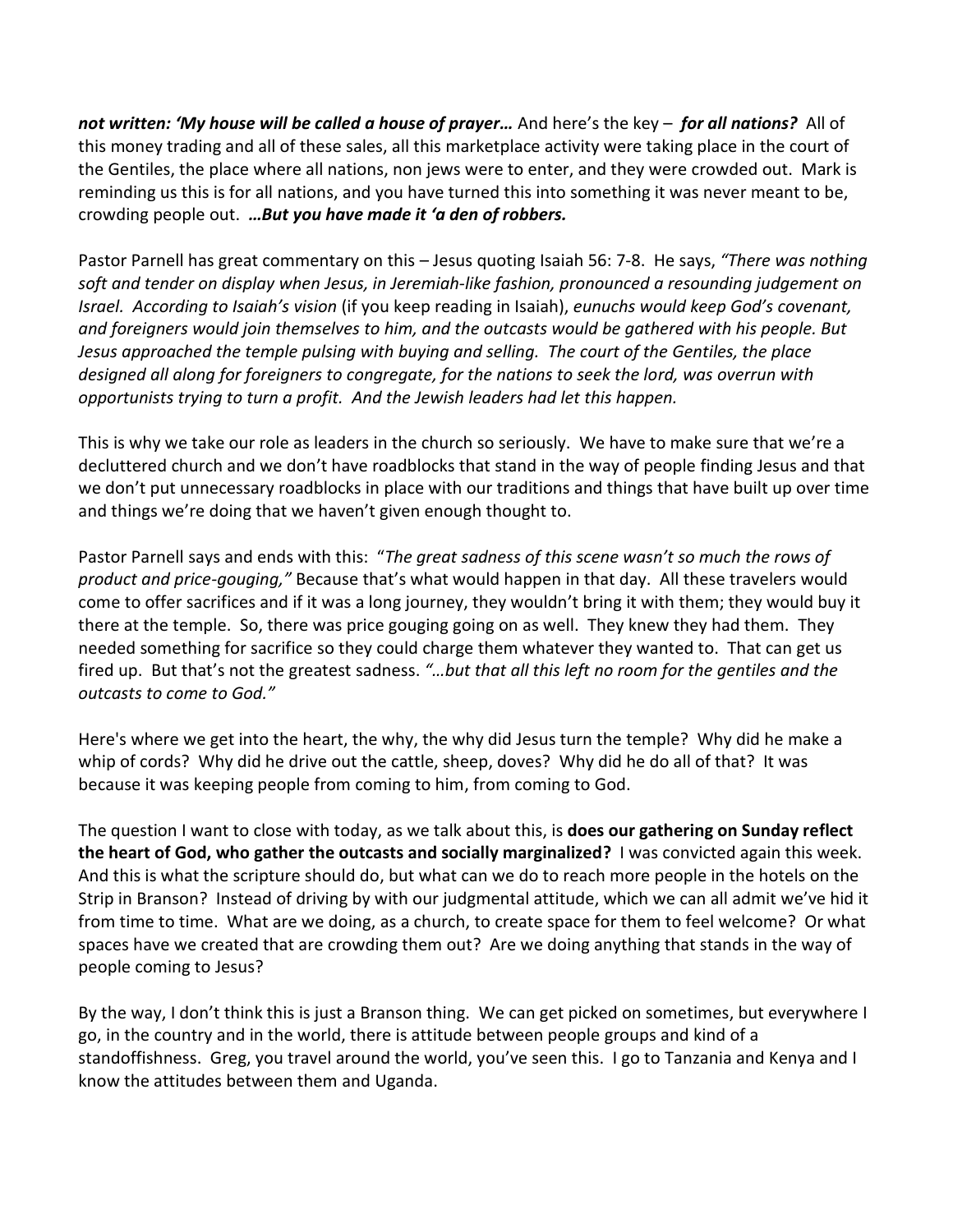***not written: 'My house will be called a house of prayer…*** And here's the key – ***for all nations?*** All of this money trading and all of these sales, all this marketplace activity were taking place in the court of the Gentiles, the place where all nations, non jews were to enter, and they were crowded out. Mark is reminding us this is for all nations, and you have turned this into something it was never meant to be, crowding people out. ***…But you have made it 'a den of robbers.***

Pastor Parnell has great commentary on this – Jesus quoting Isaiah 56: 7-8. He says, *"There was nothing soft and tender on display when Jesus, in Jeremiah-like fashion, pronounced a resounding judgement on Israel. According to Isaiah's vision* (if you keep reading in Isaiah), *eunuchs would keep God's covenant, and foreigners would join themselves to him, and the outcasts would be gathered with his people. But Jesus approached the temple pulsing with buying and selling. The court of the Gentiles, the place designed all along for foreigners to congregate, for the nations to seek the lord, was overrun with opportunists trying to turn a profit. And the Jewish leaders had let this happen.*

This is why we take our role as leaders in the church so seriously. We have to make sure that we're a decluttered church and we don't have roadblocks that stand in the way of people finding Jesus and that we don't put unnecessary roadblocks in place with our traditions and things that have built up over time and things we're doing that we haven't given enough thought to.

Pastor Parnell says and ends with this: "*The great sadness of this scene wasn't so much the rows of product and price-gouging,"* Because that's what would happen in that day. All these travelers would come to offer sacrifices and if it was a long journey, they wouldn't bring it with them; they would buy it there at the temple. So, there was price gouging going on as well. They knew they had them. They needed something for sacrifice so they could charge them whatever they wanted to. That can get us fired up. But that's not the greatest sadness. *"…but that all this left no room for the gentiles and the outcasts to come to God."*

Here's where we get into the heart, the why, the why did Jesus turn the temple? Why did he make a whip of cords? Why did he drive out the cattle, sheep, doves? Why did he do all of that? It was because it was keeping people from coming to him, from coming to God.

The question I want to close with today, as we talk about this, is **does our gathering on Sunday reflect the heart of God, who gather the outcasts and socially marginalized?** I was convicted again this week. And this is what the scripture should do, but what can we do to reach more people in the hotels on the Strip in Branson? Instead of driving by with our judgmental attitude, which we can all admit we've hid it from time to time. What are we doing, as a church, to create space for them to feel welcome? Or what spaces have we created that are crowding them out? Are we doing anything that stands in the way of people coming to Jesus?

By the way, I don't think this is just a Branson thing. We can get picked on sometimes, but everywhere I go, in the country and in the world, there is attitude between people groups and kind of a standoffishness. Greg, you travel around the world, you've seen this. I go to Tanzania and Kenya and I know the attitudes between them and Uganda.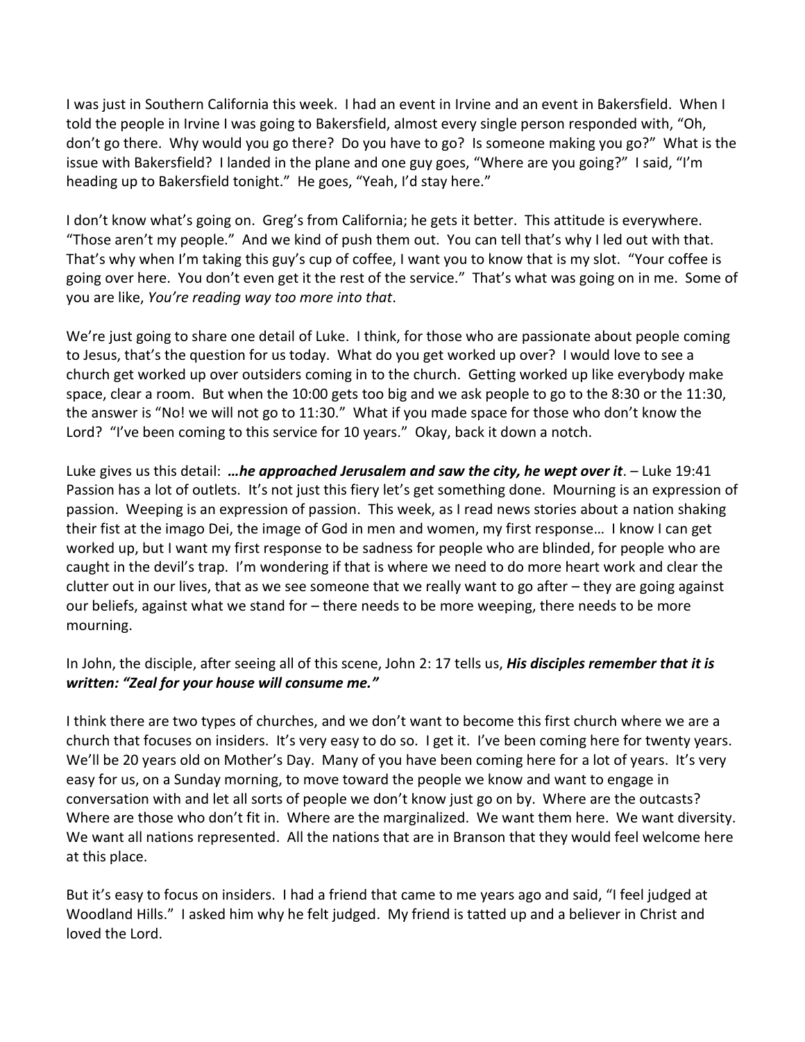I was just in Southern California this week. I had an event in Irvine and an event in Bakersfield. When I told the people in Irvine I was going to Bakersfield, almost every single person responded with, "Oh, don't go there. Why would you go there? Do you have to go? Is someone making you go?" What is the issue with Bakersfield? I landed in the plane and one guy goes, "Where are you going?" I said, "I'm heading up to Bakersfield tonight." He goes, "Yeah, I'd stay here."

I don't know what's going on. Greg's from California; he gets it better. This attitude is everywhere. "Those aren't my people." And we kind of push them out. You can tell that's why I led out with that. That's why when I'm taking this guy's cup of coffee, I want you to know that is my slot. "Your coffee is going over here. You don't even get it the rest of the service." That's what was going on in me. Some of you are like, *You're reading way too more into that*.

We're just going to share one detail of Luke. I think, for those who are passionate about people coming to Jesus, that's the question for us today. What do you get worked up over? I would love to see a church get worked up over outsiders coming in to the church. Getting worked up like everybody make space, clear a room. But when the 10:00 gets too big and we ask people to go to the 8:30 or the 11:30, the answer is "No! we will not go to 11:30." What if you made space for those who don't know the Lord? "I've been coming to this service for 10 years." Okay, back it down a notch.

Luke gives us this detail: ***…he approached Jerusalem and saw the city, he wept over it***. – Luke 19:41 Passion has a lot of outlets. It's not just this fiery let's get something done. Mourning is an expression of passion. Weeping is an expression of passion. This week, as I read news stories about a nation shaking their fist at the imago Dei, the image of God in men and women, my first response… I know I can get worked up, but I want my first response to be sadness for people who are blinded, for people who are caught in the devil's trap. I'm wondering if that is where we need to do more heart work and clear the clutter out in our lives, that as we see someone that we really want to go after – they are going against our beliefs, against what we stand for – there needs to be more weeping, there needs to be more mourning.

In John, the disciple, after seeing all of this scene, John 2: 17 tells us, ***His disciples remember that it is written: "Zeal for your house will consume me."***

I think there are two types of churches, and we don't want to become this first church where we are a church that focuses on insiders. It's very easy to do so. I get it. I've been coming here for twenty years. We'll be 20 years old on Mother's Day. Many of you have been coming here for a lot of years. It's very easy for us, on a Sunday morning, to move toward the people we know and want to engage in conversation with and let all sorts of people we don't know just go on by. Where are the outcasts? Where are those who don't fit in. Where are the marginalized. We want them here. We want diversity. We want all nations represented. All the nations that are in Branson that they would feel welcome here at this place.

But it's easy to focus on insiders. I had a friend that came to me years ago and said, "I feel judged at Woodland Hills." I asked him why he felt judged. My friend is tatted up and a believer in Christ and loved the Lord.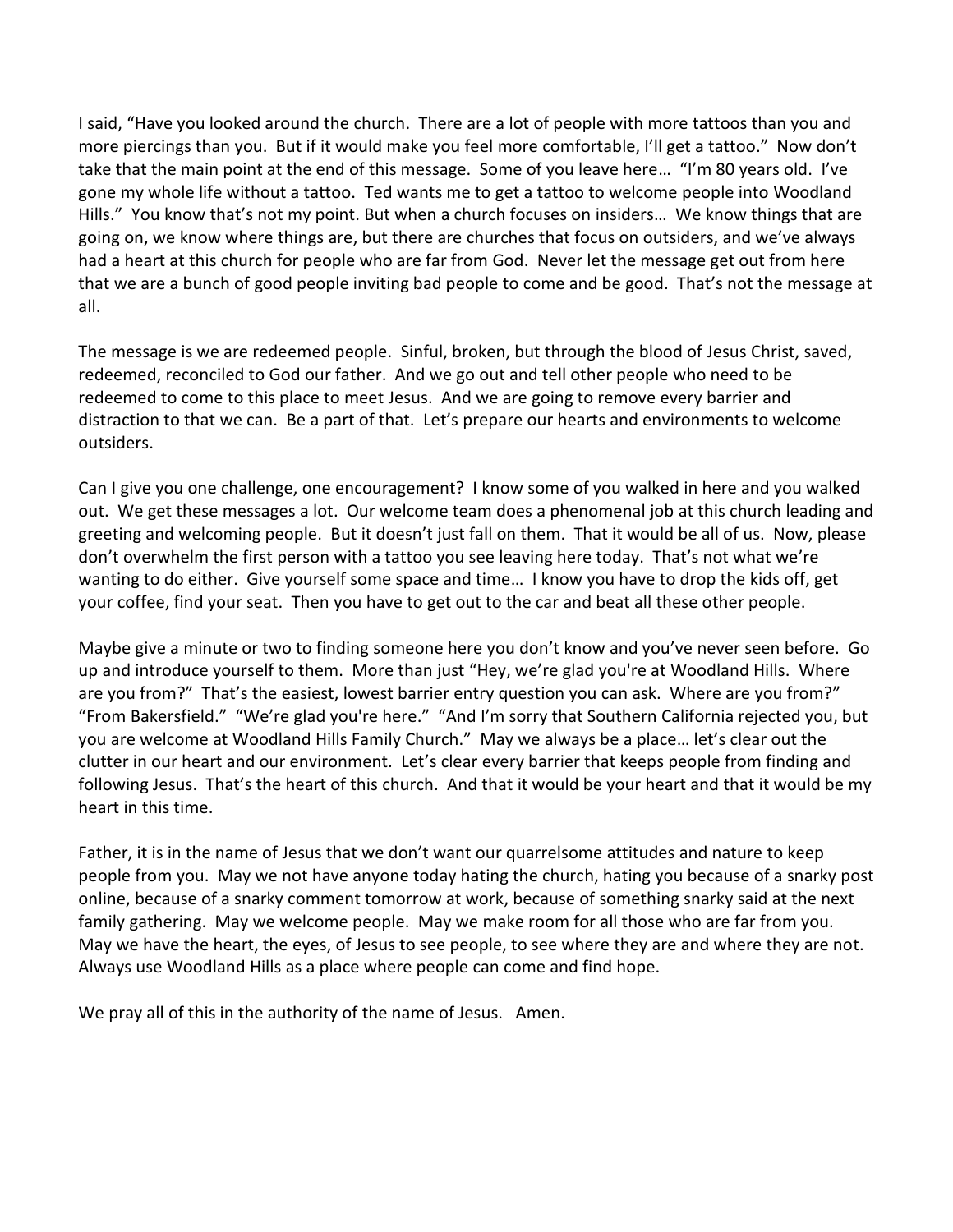I said, "Have you looked around the church. There are a lot of people with more tattoos than you and more piercings than you. But if it would make you feel more comfortable, I'll get a tattoo." Now don't take that the main point at the end of this message. Some of you leave here… "I'm 80 years old. I've gone my whole life without a tattoo. Ted wants me to get a tattoo to welcome people into Woodland Hills." You know that's not my point. But when a church focuses on insiders… We know things that are going on, we know where things are, but there are churches that focus on outsiders, and we've always had a heart at this church for people who are far from God. Never let the message get out from here that we are a bunch of good people inviting bad people to come and be good. That's not the message at all.

The message is we are redeemed people. Sinful, broken, but through the blood of Jesus Christ, saved, redeemed, reconciled to God our father. And we go out and tell other people who need to be redeemed to come to this place to meet Jesus. And we are going to remove every barrier and distraction to that we can. Be a part of that. Let's prepare our hearts and environments to welcome outsiders.

Can I give you one challenge, one encouragement? I know some of you walked in here and you walked out. We get these messages a lot. Our welcome team does a phenomenal job at this church leading and greeting and welcoming people. But it doesn't just fall on them. That it would be all of us. Now, please don't overwhelm the first person with a tattoo you see leaving here today. That's not what we're wanting to do either. Give yourself some space and time… I know you have to drop the kids off, get your coffee, find your seat. Then you have to get out to the car and beat all these other people.

Maybe give a minute or two to finding someone here you don't know and you've never seen before. Go up and introduce yourself to them. More than just "Hey, we're glad you're at Woodland Hills. Where are you from?" That's the easiest, lowest barrier entry question you can ask. Where are you from?" "From Bakersfield." "We're glad you're here." "And I'm sorry that Southern California rejected you, but you are welcome at Woodland Hills Family Church." May we always be a place… let's clear out the clutter in our heart and our environment. Let's clear every barrier that keeps people from finding and following Jesus. That's the heart of this church. And that it would be your heart and that it would be my heart in this time.

Father, it is in the name of Jesus that we don't want our quarrelsome attitudes and nature to keep people from you. May we not have anyone today hating the church, hating you because of a snarky post online, because of a snarky comment tomorrow at work, because of something snarky said at the next family gathering. May we welcome people. May we make room for all those who are far from you. May we have the heart, the eyes, of Jesus to see people, to see where they are and where they are not. Always use Woodland Hills as a place where people can come and find hope.

We pray all of this in the authority of the name of Jesus. Amen.